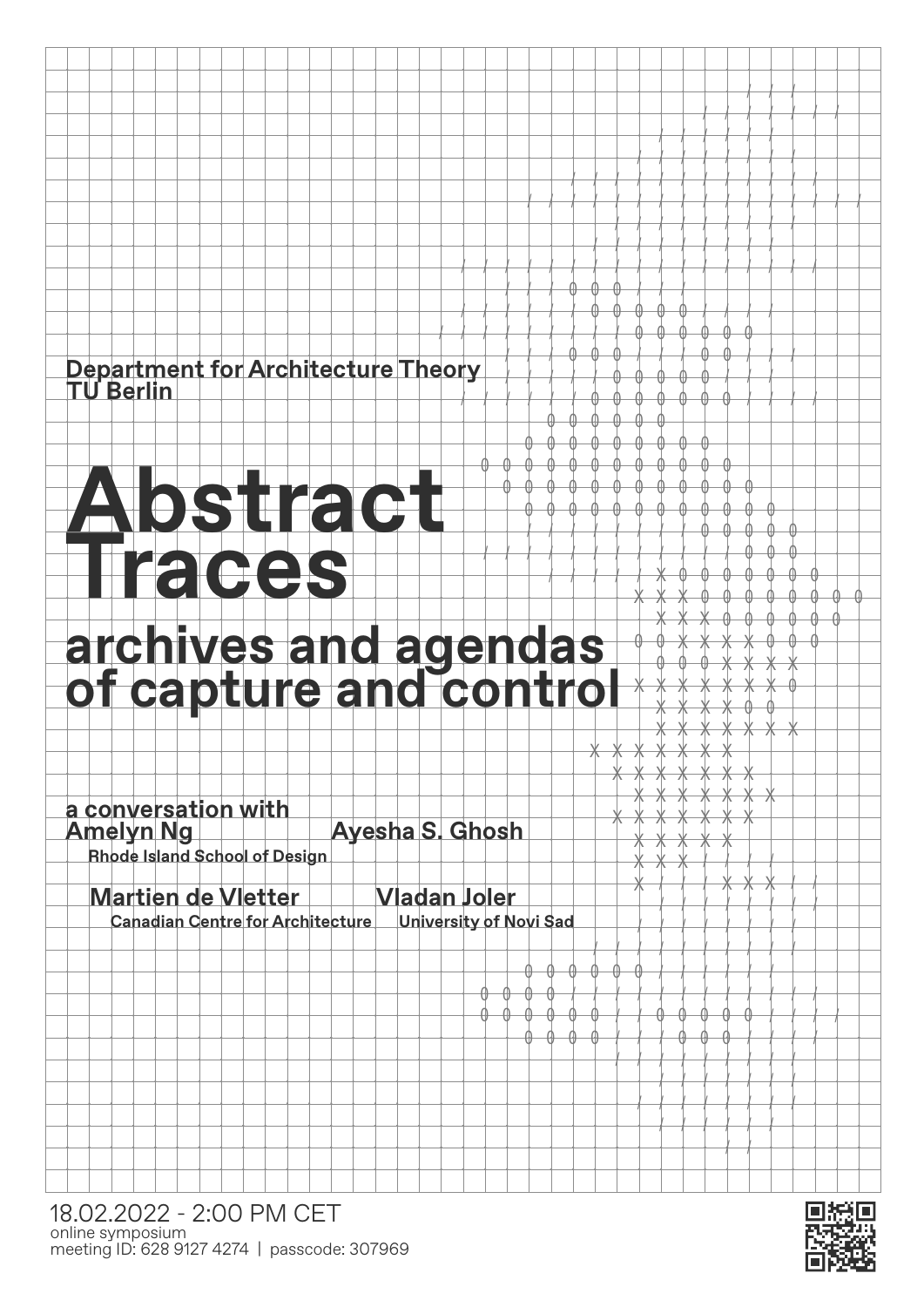**Department for Architecture Theory**
**TU Berlin**

# Abstract Traces

## archives and agendas of capture and control

**a conversation with**

**Amelyn Ng**
**Rhode Island School of Design**

**Ayesha S. Ghosh**

**Martien de Vletter**
**Canadian Centre for Architecture**

**Vladan Joler**
**University of Novi Sad**

18.02.2022 - 2:00 PM CET
online symposium
meeting ID: 628 9127 4274 | passcode: 307969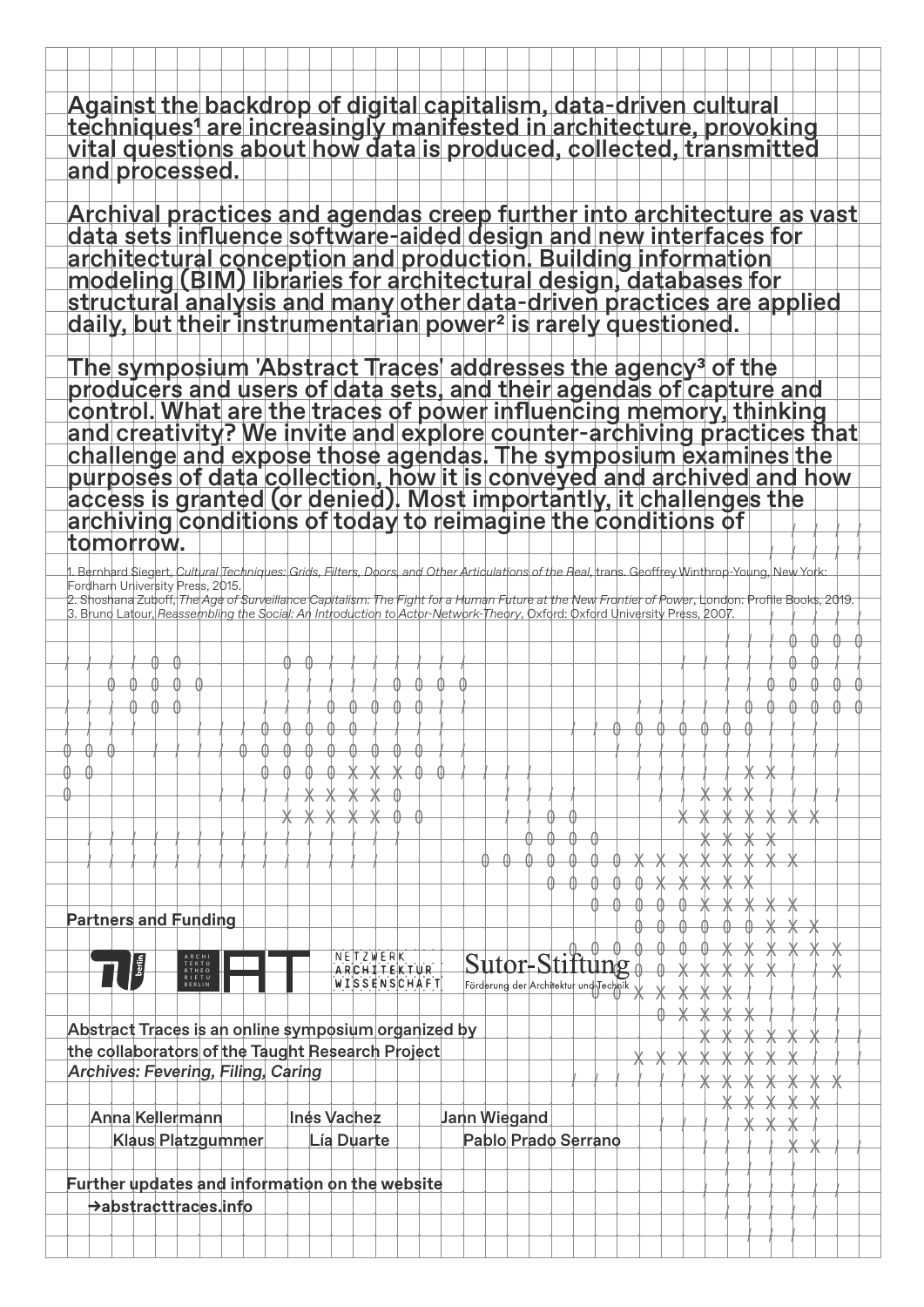**Against the backdrop of digital capitalism, data-driven cultural techniques[1] are increasingly manifested in architecture, provoking vital questions about how data is produced, collected, transmitted and processed.**

**Archival practices and agendas creep further into architecture as vast data sets influence software-aided design and new interfaces for architectural conception and production. Building information modeling (BIM) libraries for architectural design, databases for structural analysis and many other data-driven practices are applied daily, but their instrumentarian power[2] is rarely questioned.**

**The symposium 'Abstract Traces' addresses the agency[3] of the producers and users of data sets, and their agendas of capture and control. What are the traces of power influencing memory, thinking and creativity? We invite and explore counter-archiving practices that challenge and expose those agendas. The symposium examines the purposes of data collection, how it is conveyed and archived and how access is granted (or denied). Most importantly, it challenges the archiving conditions of today to reimagine the conditions of tomorrow.**

1. Bernhard Siegert, *Cultural Techniques: Grids, Filters, Doors, and Other Articulations of the Real,* trans. Geoffrey Winthrop-Young, New York: Fordham University Press, 2015.
2. Shoshana Zuboff, *The Age of Surveillance Capitalism: The Fight for a Human Future at the New Frontier of Power*, London: Profile Books, 2019.
3. Bruno Latour, *Reassembling the Social: An Introduction to Actor-Network-Theory*, Oxford: Oxford University Press, 2007.

**Partners and Funding**

TU berlin — ARCHITEKTURTHEORIE BERLIN — AT — NETZWERK ARCHITEKTURWISSENSCHAFT — Sutor-Stiftung, Förderung der Architektur und Technik

**Abstract Traces is an online symposium organized by the collaborators of the Taught Research Project *Archives: Fevering, Filing, Caring***

**Anna Kellermann** **Inés Vachez** **Jann Wiegand**
**Klaus Platzgummer** **Lía Duarte** **Pablo Prado Serrano**

**Further updates and information on the website**
**→abstracttraces.info**